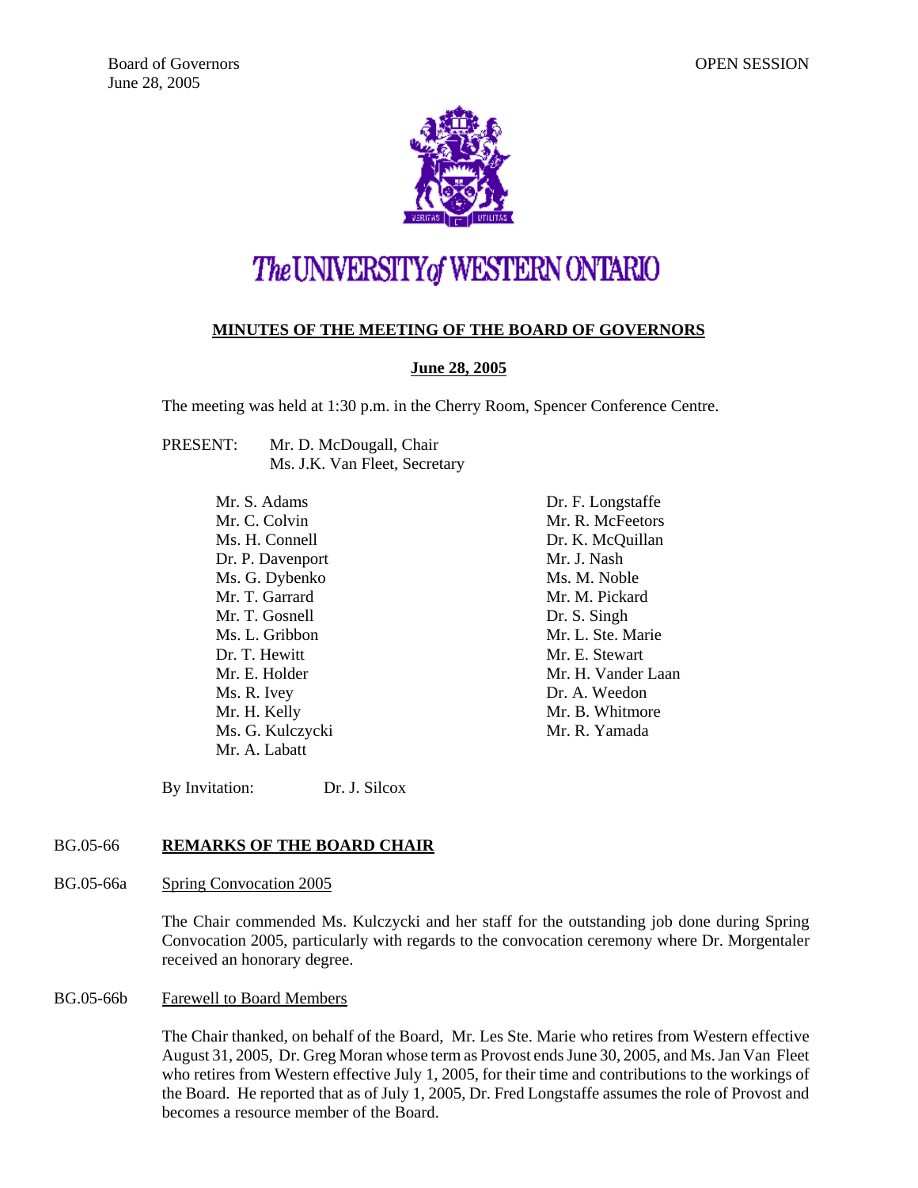Board of Governors
June 28, 2005

OPEN SESSION

# The UNIVERSITY of WESTERN ONTARIO

## MINUTES OF THE MEETING OF THE BOARD OF GOVERNORS

**June 28, 2005**

The meeting was held at 1:30 p.m. in the Cherry Room, Spencer Conference Centre.

PRESENT: Mr. D. McDougall, Chair
Ms. J.K. Van Fleet, Secretary

Mr. S. Adams
Mr. C. Colvin
Ms. H. Connell
Dr. P. Davenport
Ms. G. Dybenko
Mr. T. Garrard
Mr. T. Gosnell
Ms. L. Gribbon
Dr. T. Hewitt
Mr. E. Holder
Ms. R. Ivey
Mr. H. Kelly
Ms. G. Kulczycki
Mr. A. Labatt
Dr. F. Longstaffe
Mr. R. McFeetors
Dr. K. McQuillan
Mr. J. Nash
Ms. M. Noble
Mr. M. Pickard
Dr. S. Singh
Mr. L. Ste. Marie
Mr. E. Stewart
Mr. H. Vander Laan
Dr. A. Weedon
Mr. B. Whitmore
Mr. R. Yamada

By Invitation: Dr. J. Silcox

### BG.05-66 REMARKS OF THE BOARD CHAIR

BG.05-66a Spring Convocation 2005

The Chair commended Ms. Kulczycki and her staff for the outstanding job done during Spring Convocation 2005, particularly with regards to the convocation ceremony where Dr. Morgentaler received an honorary degree.

BG.05-66b Farewell to Board Members

The Chair thanked, on behalf of the Board, Mr. Les Ste. Marie who retires from Western effective August 31, 2005, Dr. Greg Moran whose term as Provost ends June 30, 2005, and Ms. Jan Van Fleet who retires from Western effective July 1, 2005, for their time and contributions to the workings of the Board. He reported that as of July 1, 2005, Dr. Fred Longstaffe assumes the role of Provost and becomes a resource member of the Board.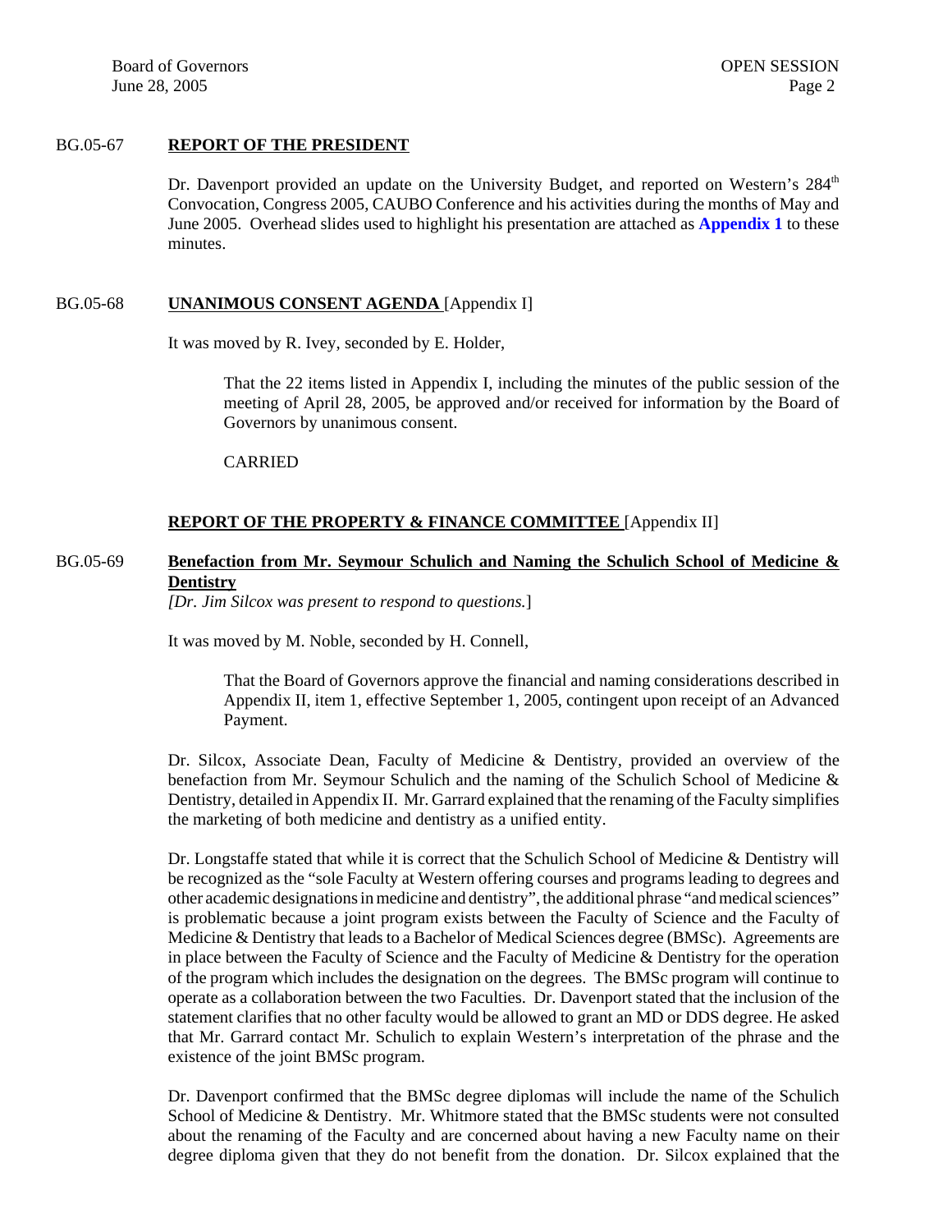BG.05-67 **REPORT OF THE PRESIDENT**

Dr. Davenport provided an update on the University Budget, and reported on Western's 284[th] Convocation, Congress 2005, CAUBO Conference and his activities during the months of May and June 2005. Overhead slides used to highlight his presentation are attached as **Appendix 1** to these minutes.

BG.05-68 **UNANIMOUS CONSENT AGENDA** [Appendix I]

It was moved by R. Ivey, seconded by E. Holder,

> That the 22 items listed in Appendix I, including the minutes of the public session of the meeting of April 28, 2005, be approved and/or received for information by the Board of Governors by unanimous consent.
>
> CARRIED

**REPORT OF THE PROPERTY & FINANCE COMMITTEE** [Appendix II]

BG.05-69 **Benefaction from Mr. Seymour Schulich and Naming the Schulich School of Medicine & Dentistry**

*[Dr. Jim Silcox was present to respond to questions.]*

It was moved by M. Noble, seconded by H. Connell,

> That the Board of Governors approve the financial and naming considerations described in Appendix II, item 1, effective September 1, 2005, contingent upon receipt of an Advanced Payment.

Dr. Silcox, Associate Dean, Faculty of Medicine & Dentistry, provided an overview of the benefaction from Mr. Seymour Schulich and the naming of the Schulich School of Medicine & Dentistry, detailed in Appendix II. Mr. Garrard explained that the renaming of the Faculty simplifies the marketing of both medicine and dentistry as a unified entity.

Dr. Longstaffe stated that while it is correct that the Schulich School of Medicine & Dentistry will be recognized as the "sole Faculty at Western offering courses and programs leading to degrees and other academic designations in medicine and dentistry", the additional phrase "and medical sciences" is problematic because a joint program exists between the Faculty of Science and the Faculty of Medicine & Dentistry that leads to a Bachelor of Medical Sciences degree (BMSc). Agreements are in place between the Faculty of Science and the Faculty of Medicine & Dentistry for the operation of the program which includes the designation on the degrees. The BMSc program will continue to operate as a collaboration between the two Faculties. Dr. Davenport stated that the inclusion of the statement clarifies that no other faculty would be allowed to grant an MD or DDS degree. He asked that Mr. Garrard contact Mr. Schulich to explain Western's interpretation of the phrase and the existence of the joint BMSc program.

Dr. Davenport confirmed that the BMSc degree diplomas will include the name of the Schulich School of Medicine & Dentistry. Mr. Whitmore stated that the BMSc students were not consulted about the renaming of the Faculty and are concerned about having a new Faculty name on their degree diploma given that they do not benefit from the donation. Dr. Silcox explained that the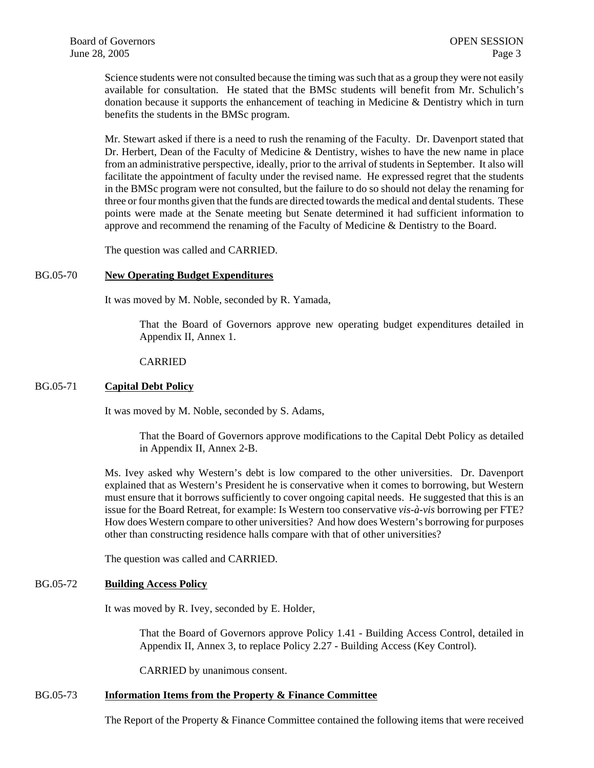Science students were not consulted because the timing was such that as a group they were not easily available for consultation. He stated that the BMSc students will benefit from Mr. Schulich's donation because it supports the enhancement of teaching in Medicine & Dentistry which in turn benefits the students in the BMSc program.

Mr. Stewart asked if there is a need to rush the renaming of the Faculty. Dr. Davenport stated that Dr. Herbert, Dean of the Faculty of Medicine & Dentistry, wishes to have the new name in place from an administrative perspective, ideally, prior to the arrival of students in September. It also will facilitate the appointment of faculty under the revised name. He expressed regret that the students in the BMSc program were not consulted, but the failure to do so should not delay the renaming for three or four months given that the funds are directed towards the medical and dental students. These points were made at the Senate meeting but Senate determined it had sufficient information to approve and recommend the renaming of the Faculty of Medicine & Dentistry to the Board.

The question was called and CARRIED.

## BG.05-70 **New Operating Budget Expenditures**

It was moved by M. Noble, seconded by R. Yamada,

> That the Board of Governors approve new operating budget expenditures detailed in Appendix II, Annex 1.
>
> CARRIED

## BG.05-71 **Capital Debt Policy**

It was moved by M. Noble, seconded by S. Adams,

> That the Board of Governors approve modifications to the Capital Debt Policy as detailed in Appendix II, Annex 2-B.

Ms. Ivey asked why Western's debt is low compared to the other universities. Dr. Davenport explained that as Western's President he is conservative when it comes to borrowing, but Western must ensure that it borrows sufficiently to cover ongoing capital needs. He suggested that this is an issue for the Board Retreat, for example: Is Western too conservative *vis-à-vis* borrowing per FTE? How does Western compare to other universities? And how does Western's borrowing for purposes other than constructing residence halls compare with that of other universities?

The question was called and CARRIED.

## BG.05-72 **Building Access Policy**

It was moved by R. Ivey, seconded by E. Holder,

> That the Board of Governors approve Policy 1.41 - Building Access Control, detailed in Appendix II, Annex 3, to replace Policy 2.27 - Building Access (Key Control).
>
> CARRIED by unanimous consent.

## BG.05-73 **Information Items from the Property & Finance Committee**

The Report of the Property & Finance Committee contained the following items that were received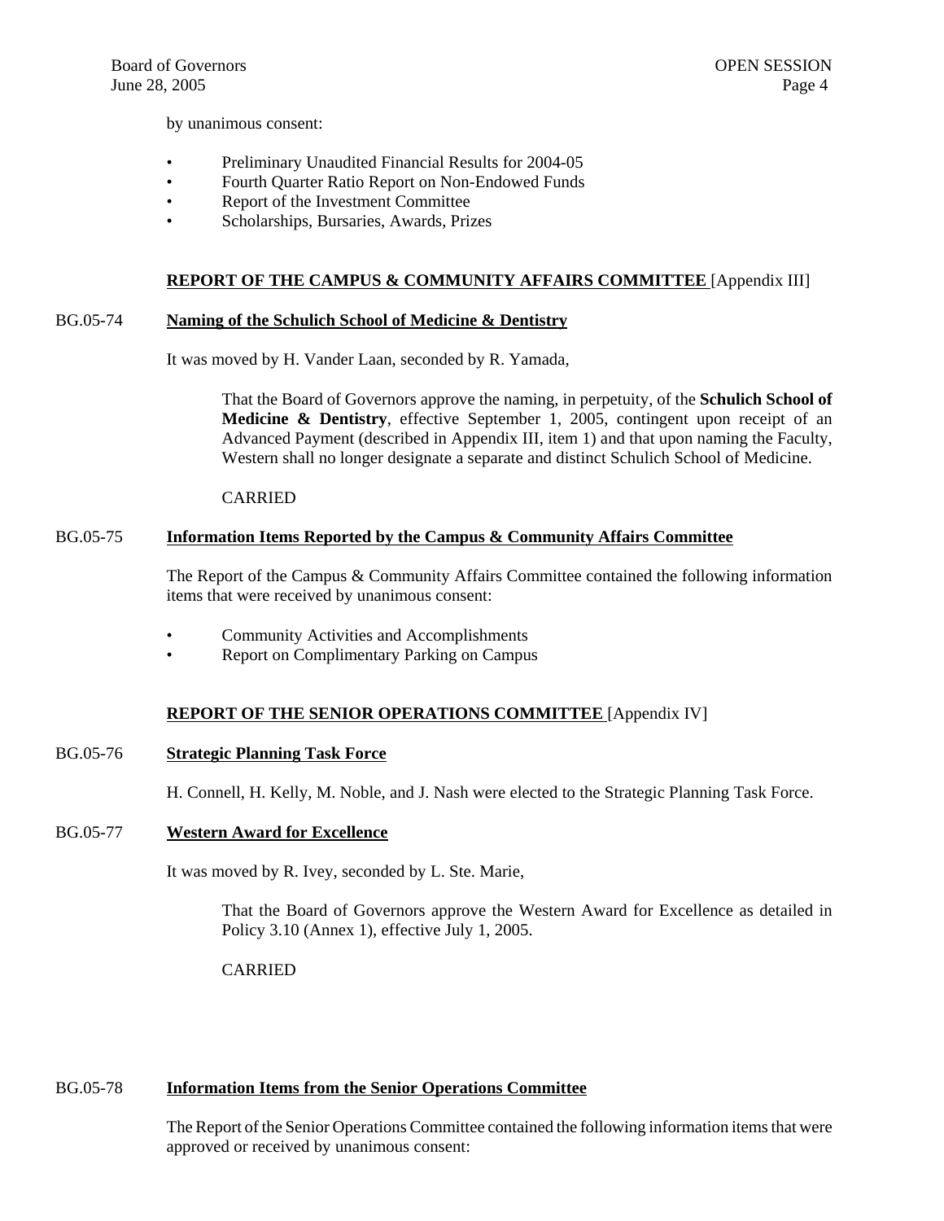by unanimous consent:

- Preliminary Unaudited Financial Results for 2004-05
- Fourth Quarter Ratio Report on Non-Endowed Funds
- Report of the Investment Committee
- Scholarships, Bursaries, Awards, Prizes

**REPORT OF THE CAMPUS & COMMUNITY AFFAIRS COMMITTEE** [Appendix III]

BG.05-74 **Naming of the Schulich School of Medicine & Dentistry**

It was moved by H. Vander Laan, seconded by R. Yamada,

> That the Board of Governors approve the naming, in perpetuity, of the **Schulich School of Medicine & Dentistry**, effective September 1, 2005, contingent upon receipt of an Advanced Payment (described in Appendix III, item 1) and that upon naming the Faculty, Western shall no longer designate a separate and distinct Schulich School of Medicine.
>
> CARRIED

BG.05-75 **Information Items Reported by the Campus & Community Affairs Committee**

The Report of the Campus & Community Affairs Committee contained the following information items that were received by unanimous consent:

- Community Activities and Accomplishments
- Report on Complimentary Parking on Campus

**REPORT OF THE SENIOR OPERATIONS COMMITTEE** [Appendix IV]

BG.05-76 **Strategic Planning Task Force**

H. Connell, H. Kelly, M. Noble, and J. Nash were elected to the Strategic Planning Task Force.

BG.05-77 **Western Award for Excellence**

It was moved by R. Ivey, seconded by L. Ste. Marie,

> That the Board of Governors approve the Western Award for Excellence as detailed in Policy 3.10 (Annex 1), effective July 1, 2005.
>
> CARRIED

BG.05-78 **Information Items from the Senior Operations Committee**

The Report of the Senior Operations Committee contained the following information items that were approved or received by unanimous consent: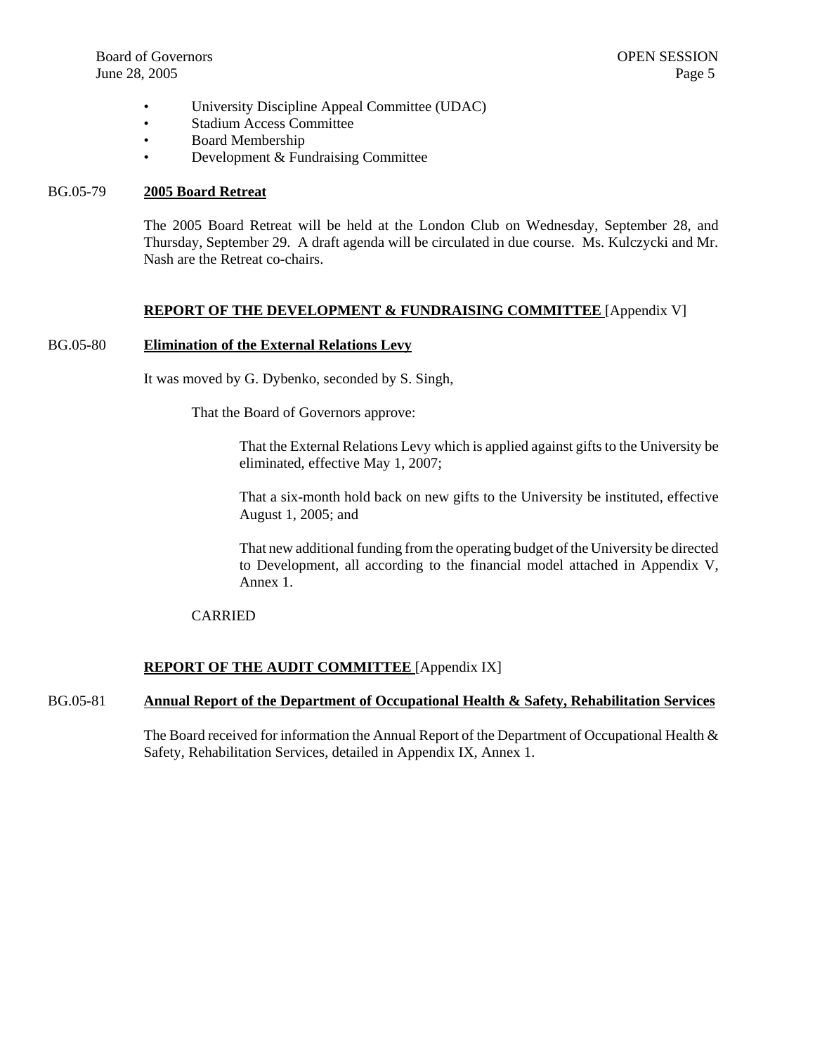- University Discipline Appeal Committee (UDAC)
- Stadium Access Committee
- Board Membership
- Development & Fundraising Committee

BG.05-79 **2005 Board Retreat**

The 2005 Board Retreat will be held at the London Club on Wednesday, September 28, and Thursday, September 29. A draft agenda will be circulated in due course. Ms. Kulczycki and Mr. Nash are the Retreat co-chairs.

**REPORT OF THE DEVELOPMENT & FUNDRAISING COMMITTEE** [Appendix V]

BG.05-80 **Elimination of the External Relations Levy**

It was moved by G. Dybenko, seconded by S. Singh,

> That the Board of Governors approve:
>
> > That the External Relations Levy which is applied against gifts to the University be eliminated, effective May 1, 2007;
> >
> > That a six-month hold back on new gifts to the University be instituted, effective August 1, 2005; and
> >
> > That new additional funding from the operating budget of the University be directed to Development, all according to the financial model attached in Appendix V, Annex 1.
>
> CARRIED

**REPORT OF THE AUDIT COMMITTEE** [Appendix IX]

BG.05-81 **Annual Report of the Department of Occupational Health & Safety, Rehabilitation Services**

The Board received for information the Annual Report of the Department of Occupational Health & Safety, Rehabilitation Services, detailed in Appendix IX, Annex 1.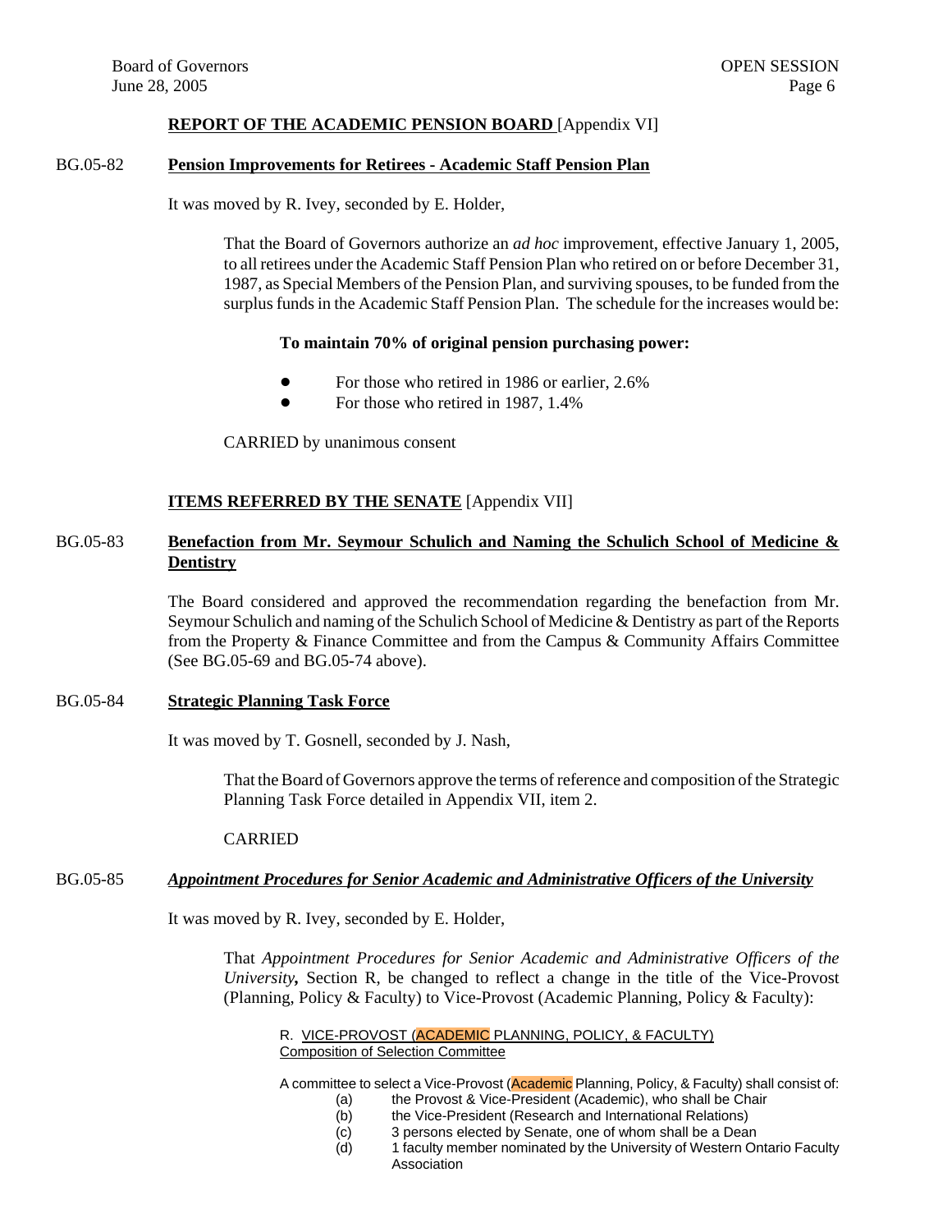**REPORT OF THE ACADEMIC PENSION BOARD** [Appendix VI]

BG.05-82 **Pension Improvements for Retirees - Academic Staff Pension Plan**

It was moved by R. Ivey, seconded by E. Holder,

> That the Board of Governors authorize an *ad hoc* improvement, effective January 1, 2005, to all retirees under the Academic Staff Pension Plan who retired on or before December 31, 1987, as Special Members of the Pension Plan, and surviving spouses, to be funded from the surplus funds in the Academic Staff Pension Plan. The schedule for the increases would be:
>
> **To maintain 70% of original pension purchasing power:**
>
> - For those who retired in 1986 or earlier, 2.6%
> - For those who retired in 1987, 1.4%
>
> CARRIED by unanimous consent

**ITEMS REFERRED BY THE SENATE** [Appendix VII]

BG.05-83 **Benefaction from Mr. Seymour Schulich and Naming the Schulich School of Medicine & Dentistry**

The Board considered and approved the recommendation regarding the benefaction from Mr. Seymour Schulich and naming of the Schulich School of Medicine & Dentistry as part of the Reports from the Property & Finance Committee and from the Campus & Community Affairs Committee (See BG.05-69 and BG.05-74 above).

BG.05-84 **Strategic Planning Task Force**

It was moved by T. Gosnell, seconded by J. Nash,

> That the Board of Governors approve the terms of reference and composition of the Strategic Planning Task Force detailed in Appendix VII, item 2.
>
> CARRIED

BG.05-85 ***Appointment Procedures for Senior Academic and Administrative Officers of the University***

It was moved by R. Ivey, seconded by E. Holder,

> That *Appointment Procedures for Senior Academic and Administrative Officers of the University***,** Section R, be changed to reflect a change in the title of the Vice-Provost (Planning, Policy & Faculty) to Vice-Provost (Academic Planning, Policy & Faculty):
>
> R. VICE-PROVOST (ACADEMIC PLANNING, POLICY, & FACULTY)
> Composition of Selection Committee
>
> A committee to select a Vice-Provost (Academic Planning, Policy, & Faculty) shall consist of:
>
> (a) the Provost & Vice-President (Academic), who shall be Chair
> (b) the Vice-President (Research and International Relations)
> (c) 3 persons elected by Senate, one of whom shall be a Dean
> (d) 1 faculty member nominated by the University of Western Ontario Faculty Association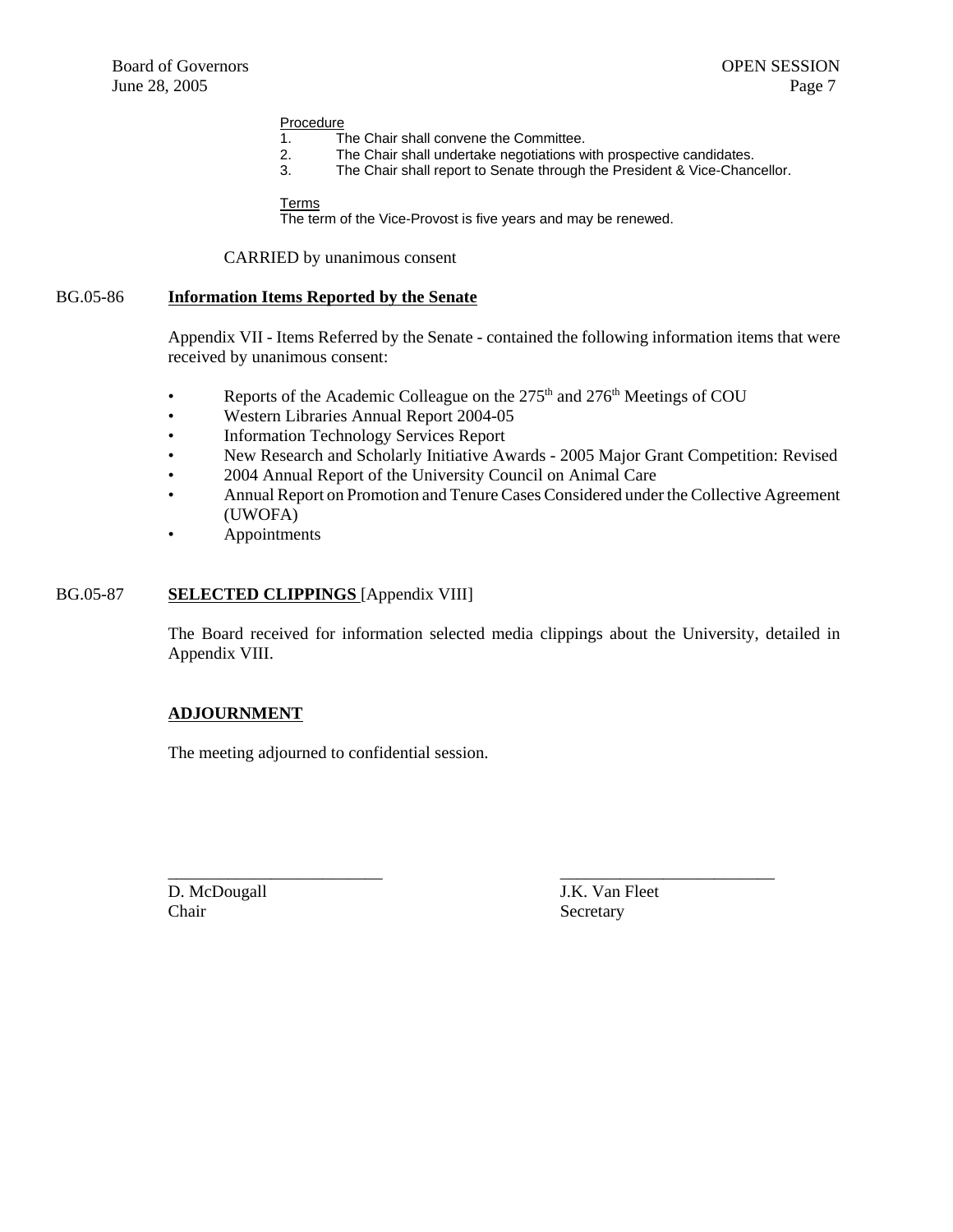Procedure

1. The Chair shall convene the Committee.
2. The Chair shall undertake negotiations with prospective candidates.
3. The Chair shall report to Senate through the President & Vice-Chancellor.

Terms

The term of the Vice-Provost is five years and may be renewed.

CARRIED by unanimous consent

BG.05-86 **Information Items Reported by the Senate**

Appendix VII - Items Referred by the Senate - contained the following information items that were received by unanimous consent:

- Reports of the Academic Colleague on the 275th and 276th Meetings of COU
- Western Libraries Annual Report 2004-05
- Information Technology Services Report
- New Research and Scholarly Initiative Awards - 2005 Major Grant Competition: Revised
- 2004 Annual Report of the University Council on Animal Care
- Annual Report on Promotion and Tenure Cases Considered under the Collective Agreement (UWOFA)
- Appointments

BG.05-87 **SELECTED CLIPPINGS** [Appendix VIII]

The Board received for information selected media clippings about the University, detailed in Appendix VIII.

**ADJOURNMENT**

The meeting adjourned to confidential session.

| _________________________ | _________________________ |
|---|---|
| D. McDougall | J.K. Van Fleet |
| Chair | Secretary |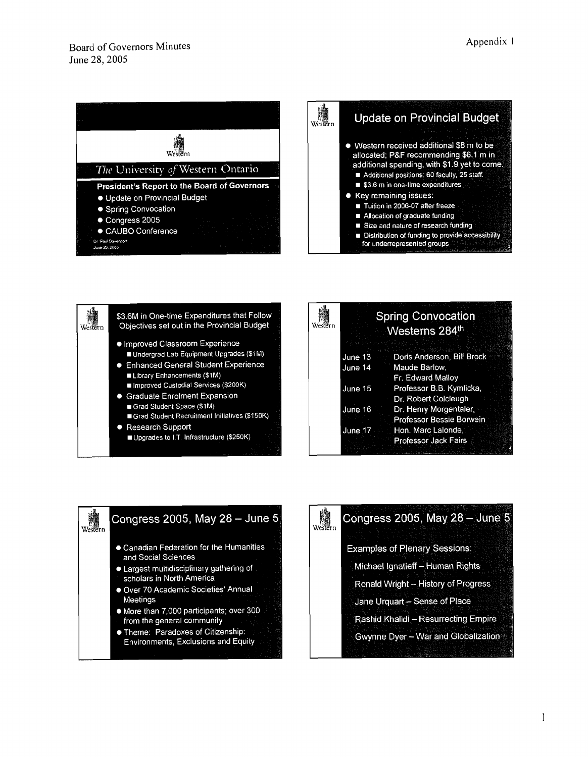Board of Governors Minutes
June 28, 2005

Appendix 1

## The University of Western Ontario

**President's Report to the Board of Governors**

- Update on Provincial Budget
- Spring Convocation
- Congress 2005
- CAUBO Conference

Dr. Paul Davenport
June 28, 2005

## Update on Provincial Budget

- Western received additional \$8 m to be allocated; P&F recommending \$6.1 m in additional spending, with \$1.9 yet to come.
  - Additional positions: 60 faculty, 25 staff.
  - \$3.6 m in one-time expenditures
- Key remaining issues:
  - Tuition in 2006-07 after freeze
  - Allocation of graduate funding
  - Size and nature of research funding
  - Distribution of funding to provide accessibility for underrepresented groups

## \$3.6M in One-time Expenditures that Follow Objectives set out in the Provincial Budget

- Improved Classroom Experience
  - Undergrad Lab Equipment Upgrades (\$1M)
- Enhanced General Student Experience
  - Library Enhancements (\$1M)
  - Improved Custodial Services (\$200K)
- Graduate Enrolment Expansion
  - Grad Student Space (\$1M)
  - Grad Student Recruitment Initiatives (\$150K)
- Research Support
  - Upgrades to I.T. Infrastructure (\$250K)

## Spring Convocation Westerns 284th

| | |
|---|---|
| June 13 | Doris Anderson, Bill Brock |
| June 14 | Maude Barlow, Fr. Edward Malloy |
| June 15 | Professor B.B. Kymlicka, Dr. Robert Colcleugh |
| June 16 | Dr. Henry Morgentaler, Professor Bessie Borwein |
| June 17 | Hon. Marc Lalonde, Professor Jack Fairs |

## Congress 2005, May 28 – June 5

- Canadian Federation for the Humanities and Social Sciences
- Largest multidisciplinary gathering of scholars in North America
- Over 70 Academic Societies' Annual Meetings
- More than 7,000 participants; over 300 from the general community
- Theme: Paradoxes of Citizenship: Environments, Exclusions and Equity

## Congress 2005, May 28 – June 5

Examples of Plenary Sessions:

Michael Ignatieff – Human Rights

Ronald Wright – History of Progress

Jane Urquart – Sense of Place

Rashid Khalidi – Resurrecting Empire

Gwynne Dyer – War and Globalization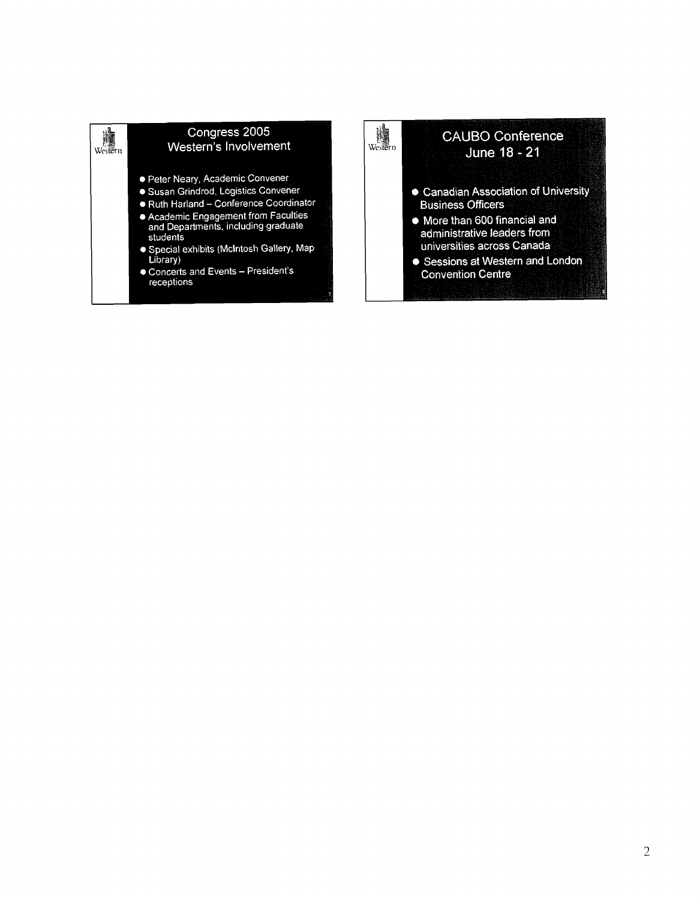## Congress 2005
## Western's Involvement

- Peter Neary, Academic Convener
- Susan Grindrod, Logistics Convener
- Ruth Harland – Conference Coordinator
- Academic Engagement from Faculties and Departments, including graduate students
- Special exhibits (McIntosh Gallery, Map Library)
- Concerts and Events – President's receptions

## CAUBO Conference
## June 18 - 21

- Canadian Association of University Business Officers
- More than 600 financial and administrative leaders from universities across Canada
- Sessions at Western and London Convention Centre